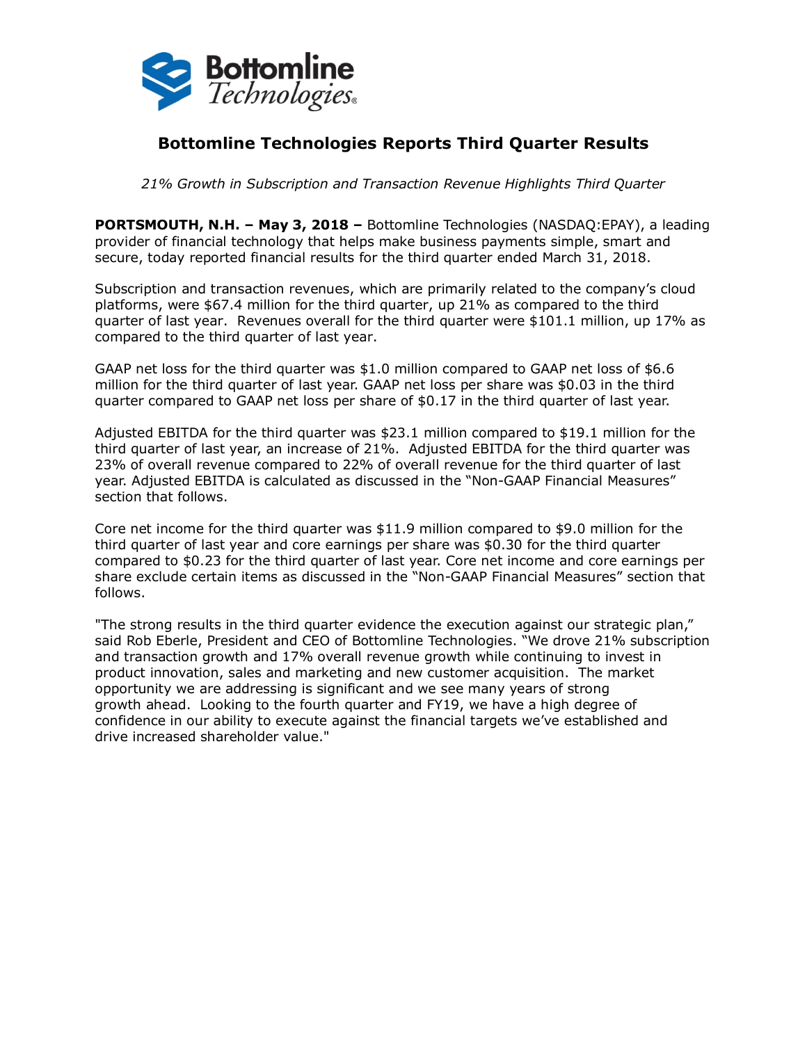# Bottomline Technologies Reports Third Quarter Results

*21% Growth in Subscription and Transaction Revenue Highlights Third Quarter*

**PORTSMOUTH, N.H. – May 3, 2018 –** Bottomline Technologies (NASDAQ:EPAY), a leading provider of financial technology that helps make business payments simple, smart and secure, today reported financial results for the third quarter ended March 31, 2018.

Subscription and transaction revenues, which are primarily related to the company's cloud platforms, were $67.4 million for the third quarter, up 21% as compared to the third quarter of last year. Revenues overall for the third quarter were $101.1 million, up 17% as compared to the third quarter of last year.

GAAP net loss for the third quarter was $1.0 million compared to GAAP net loss of $6.6 million for the third quarter of last year. GAAP net loss per share was $0.03 in the third quarter compared to GAAP net loss per share of $0.17 in the third quarter of last year.

Adjusted EBITDA for the third quarter was $23.1 million compared to $19.1 million for the third quarter of last year, an increase of 21%. Adjusted EBITDA for the third quarter was 23% of overall revenue compared to 22% of overall revenue for the third quarter of last year. Adjusted EBITDA is calculated as discussed in the "Non-GAAP Financial Measures" section that follows.

Core net income for the third quarter was $11.9 million compared to $9.0 million for the third quarter of last year and core earnings per share was $0.30 for the third quarter compared to $0.23 for the third quarter of last year. Core net income and core earnings per share exclude certain items as discussed in the "Non-GAAP Financial Measures" section that follows.

"The strong results in the third quarter evidence the execution against our strategic plan," said Rob Eberle, President and CEO of Bottomline Technologies. "We drove 21% subscription and transaction growth and 17% overall revenue growth while continuing to invest in product innovation, sales and marketing and new customer acquisition. The market opportunity we are addressing is significant and we see many years of strong growth ahead. Looking to the fourth quarter and FY19, we have a high degree of confidence in our ability to execute against the financial targets we've established and drive increased shareholder value."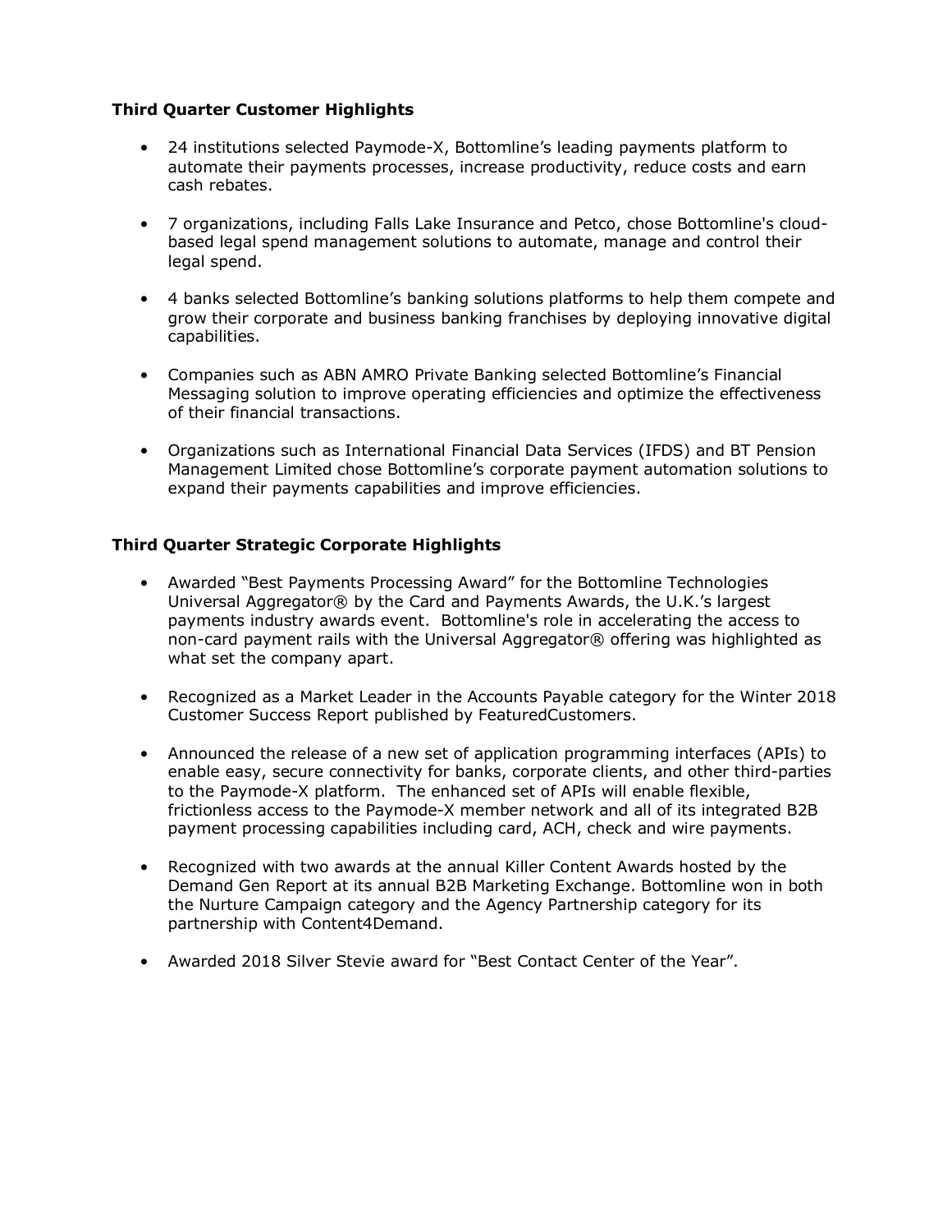**Third Quarter Customer Highlights**

- 24 institutions selected Paymode-X, Bottomline's leading payments platform to automate their payments processes, increase productivity, reduce costs and earn cash rebates.

- 7 organizations, including Falls Lake Insurance and Petco, chose Bottomline's cloud-based legal spend management solutions to automate, manage and control their legal spend.

- 4 banks selected Bottomline's banking solutions platforms to help them compete and grow their corporate and business banking franchises by deploying innovative digital capabilities.

- Companies such as ABN AMRO Private Banking selected Bottomline's Financial Messaging solution to improve operating efficiencies and optimize the effectiveness of their financial transactions.

- Organizations such as International Financial Data Services (IFDS) and BT Pension Management Limited chose Bottomline's corporate payment automation solutions to expand their payments capabilities and improve efficiencies.

**Third Quarter Strategic Corporate Highlights**

- Awarded "Best Payments Processing Award" for the Bottomline Technologies Universal Aggregator® by the Card and Payments Awards, the U.K.'s largest payments industry awards event. Bottomline's role in accelerating the access to non-card payment rails with the Universal Aggregator® offering was highlighted as what set the company apart.

- Recognized as a Market Leader in the Accounts Payable category for the Winter 2018 Customer Success Report published by FeaturedCustomers.

- Announced the release of a new set of application programming interfaces (APIs) to enable easy, secure connectivity for banks, corporate clients, and other third-parties to the Paymode-X platform. The enhanced set of APIs will enable flexible, frictionless access to the Paymode-X member network and all of its integrated B2B payment processing capabilities including card, ACH, check and wire payments.

- Recognized with two awards at the annual Killer Content Awards hosted by the Demand Gen Report at its annual B2B Marketing Exchange. Bottomline won in both the Nurture Campaign category and the Agency Partnership category for its partnership with Content4Demand.

- Awarded 2018 Silver Stevie award for "Best Contact Center of the Year".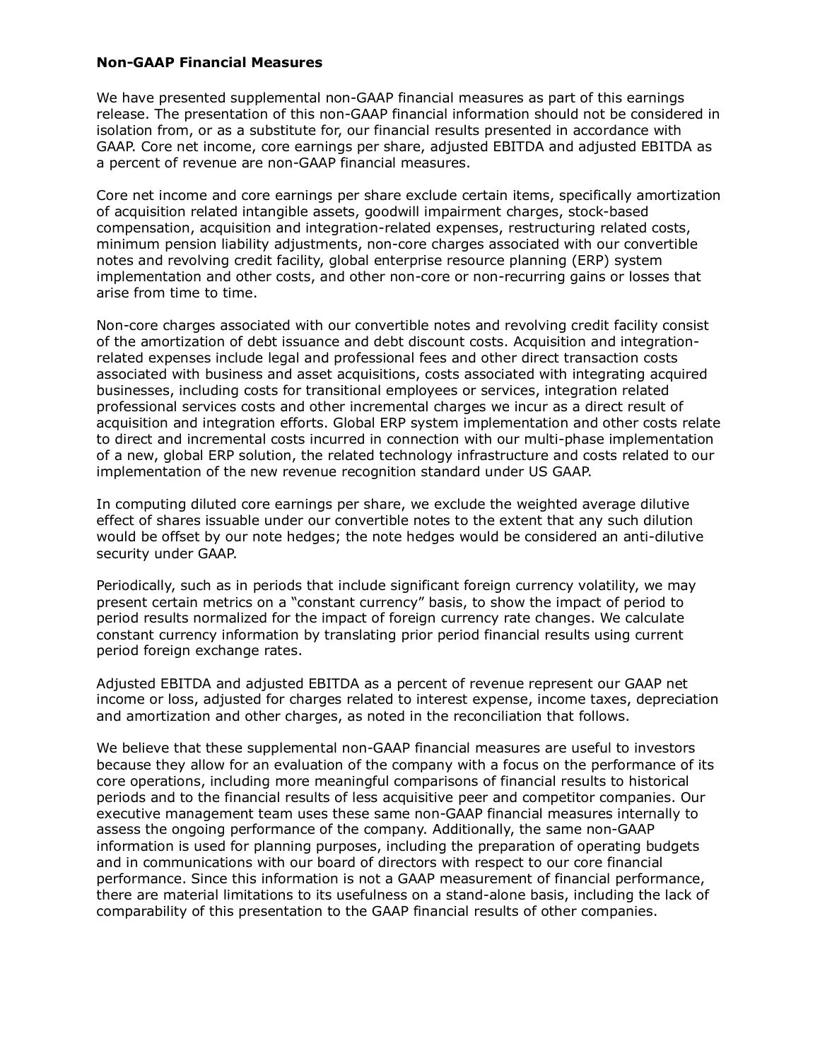**Non-GAAP Financial Measures**

We have presented supplemental non-GAAP financial measures as part of this earnings release. The presentation of this non-GAAP financial information should not be considered in isolation from, or as a substitute for, our financial results presented in accordance with GAAP. Core net income, core earnings per share, adjusted EBITDA and adjusted EBITDA as a percent of revenue are non-GAAP financial measures.

Core net income and core earnings per share exclude certain items, specifically amortization of acquisition related intangible assets, goodwill impairment charges, stock-based compensation, acquisition and integration-related expenses, restructuring related costs, minimum pension liability adjustments, non-core charges associated with our convertible notes and revolving credit facility, global enterprise resource planning (ERP) system implementation and other costs, and other non-core or non-recurring gains or losses that arise from time to time.

Non-core charges associated with our convertible notes and revolving credit facility consist of the amortization of debt issuance and debt discount costs. Acquisition and integration-related expenses include legal and professional fees and other direct transaction costs associated with business and asset acquisitions, costs associated with integrating acquired businesses, including costs for transitional employees or services, integration related professional services costs and other incremental charges we incur as a direct result of acquisition and integration efforts. Global ERP system implementation and other costs relate to direct and incremental costs incurred in connection with our multi-phase implementation of a new, global ERP solution, the related technology infrastructure and costs related to our implementation of the new revenue recognition standard under US GAAP.

In computing diluted core earnings per share, we exclude the weighted average dilutive effect of shares issuable under our convertible notes to the extent that any such dilution would be offset by our note hedges; the note hedges would be considered an anti-dilutive security under GAAP.

Periodically, such as in periods that include significant foreign currency volatility, we may present certain metrics on a "constant currency" basis, to show the impact of period to period results normalized for the impact of foreign currency rate changes. We calculate constant currency information by translating prior period financial results using current period foreign exchange rates.

Adjusted EBITDA and adjusted EBITDA as a percent of revenue represent our GAAP net income or loss, adjusted for charges related to interest expense, income taxes, depreciation and amortization and other charges, as noted in the reconciliation that follows.

We believe that these supplemental non-GAAP financial measures are useful to investors because they allow for an evaluation of the company with a focus on the performance of its core operations, including more meaningful comparisons of financial results to historical periods and to the financial results of less acquisitive peer and competitor companies. Our executive management team uses these same non-GAAP financial measures internally to assess the ongoing performance of the company. Additionally, the same non-GAAP information is used for planning purposes, including the preparation of operating budgets and in communications with our board of directors with respect to our core financial performance. Since this information is not a GAAP measurement of financial performance, there are material limitations to its usefulness on a stand-alone basis, including the lack of comparability of this presentation to the GAAP financial results of other companies.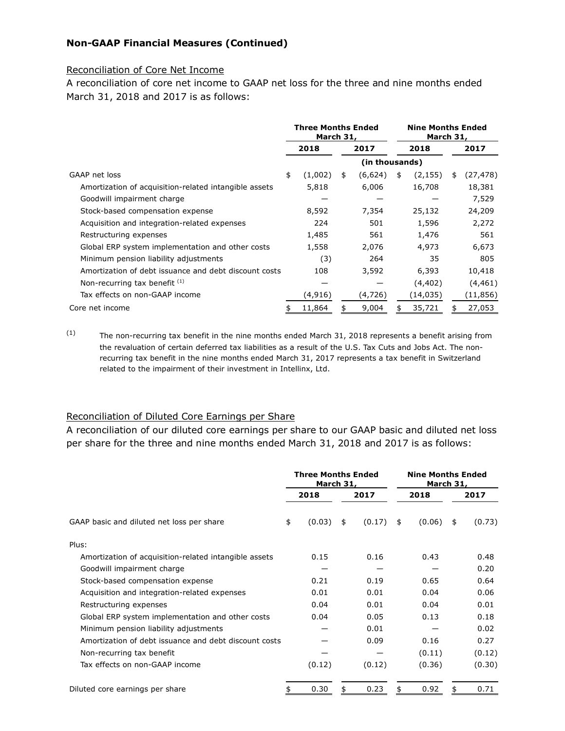## Non-GAAP Financial Measures (Continued)

Reconciliation of Core Net Income

A reconciliation of core net income to GAAP net loss for the three and nine months ended March 31, 2018 and 2017 is as follows:

| | Three Months Ended March 31, | | Nine Months Ended March 31, | |
|---|---|---|---|---|
| | 2018 | 2017 | 2018 | 2017 |
| | (in thousands) | | | |
| GAAP net loss | $ (1,002) | $ (6,624) | $ (2,155) | $ (27,478) |
| Amortization of acquisition-related intangible assets | 5,818 | 6,006 | 16,708 | 18,381 |
| Goodwill impairment charge | — | — | — | 7,529 |
| Stock-based compensation expense | 8,592 | 7,354 | 25,132 | 24,209 |
| Acquisition and integration-related expenses | 224 | 501 | 1,596 | 2,272 |
| Restructuring expenses | 1,485 | 561 | 1,476 | 561 |
| Global ERP system implementation and other costs | 1,558 | 2,076 | 4,973 | 6,673 |
| Minimum pension liability adjustments | (3) | 264 | 35 | 805 |
| Amortization of debt issuance and debt discount costs | 108 | 3,592 | 6,393 | 10,418 |
| Non-recurring tax benefit [1] | — | — | (4,402) | (4,461) |
| Tax effects on non-GAAP income | (4,916) | (4,726) | (14,035) | (11,856) |
| Core net income | $ 11,864 | $ 9,004 | $ 35,721 | $ 27,053 |

(1) The non-recurring tax benefit in the nine months ended March 31, 2018 represents a benefit arising from the revaluation of certain deferred tax liabilities as a result of the U.S. Tax Cuts and Jobs Act. The non-recurring tax benefit in the nine months ended March 31, 2017 represents a tax benefit in Switzerland related to the impairment of their investment in Intellinx, Ltd.

Reconciliation of Diluted Core Earnings per Share

A reconciliation of our diluted core earnings per share to our GAAP basic and diluted net loss per share for the three and nine months ended March 31, 2018 and 2017 is as follows:

| | Three Months Ended March 31, | | Nine Months Ended March 31, | |
|---|---|---|---|---|
| | 2018 | 2017 | 2018 | 2017 |
| GAAP basic and diluted net loss per share | $ (0.03) | $ (0.17) | $ (0.06) | $ (0.73) |
| Plus: | | | | |
| Amortization of acquisition-related intangible assets | 0.15 | 0.16 | 0.43 | 0.48 |
| Goodwill impairment charge | — | — | — | 0.20 |
| Stock-based compensation expense | 0.21 | 0.19 | 0.65 | 0.64 |
| Acquisition and integration-related expenses | 0.01 | 0.01 | 0.04 | 0.06 |
| Restructuring expenses | 0.04 | 0.01 | 0.04 | 0.01 |
| Global ERP system implementation and other costs | 0.04 | 0.05 | 0.13 | 0.18 |
| Minimum pension liability adjustments | — | 0.01 | — | 0.02 |
| Amortization of debt issuance and debt discount costs | — | 0.09 | 0.16 | 0.27 |
| Non-recurring tax benefit | — | — | (0.11) | (0.12) |
| Tax effects on non-GAAP income | (0.12) | (0.12) | (0.36) | (0.30) |
| Diluted core earnings per share | $ 0.30 | $ 0.23 | $ 0.92 | $ 0.71 |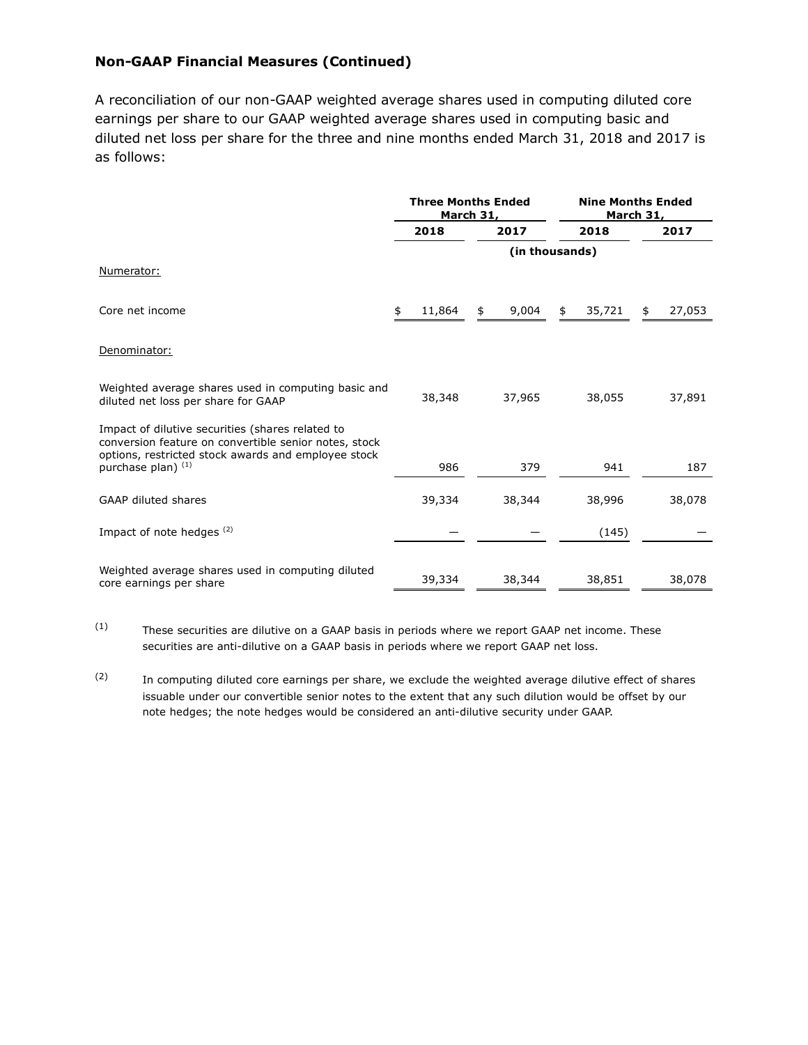## Non-GAAP Financial Measures (Continued)

A reconciliation of our non-GAAP weighted average shares used in computing diluted core earnings per share to our GAAP weighted average shares used in computing basic and diluted net loss per share for the three and nine months ended March 31, 2018 and 2017 is as follows:

| | Three Months Ended March 31, | | Nine Months Ended March 31, | |
|---|---|---|---|---|
| | 2018 | 2017 | 2018 | 2017 |
| | (in thousands) | | | |
| Numerator: | | | | |
| Core net income | $ 11,864 | $ 9,004 | $ 35,721 | $ 27,053 |
| Denominator: | | | | |
| Weighted average shares used in computing basic and diluted net loss per share for GAAP | 38,348 | 37,965 | 38,055 | 37,891 |
| Impact of dilutive securities (shares related to conversion feature on convertible senior notes, stock options, restricted stock awards and employee stock purchase plan) [1] | 986 | 379 | 941 | 187 |
| GAAP diluted shares | 39,334 | 38,344 | 38,996 | 38,078 |
| Impact of note hedges [2] | — | — | (145) | — |
| Weighted average shares used in computing diluted core earnings per share | 39,334 | 38,344 | 38,851 | 38,078 |

(1) These securities are dilutive on a GAAP basis in periods where we report GAAP net income. These securities are anti-dilutive on a GAAP basis in periods where we report GAAP net loss.

(2) In computing diluted core earnings per share, we exclude the weighted average dilutive effect of shares issuable under our convertible senior notes to the extent that any such dilution would be offset by our note hedges; the note hedges would be considered an anti-dilutive security under GAAP.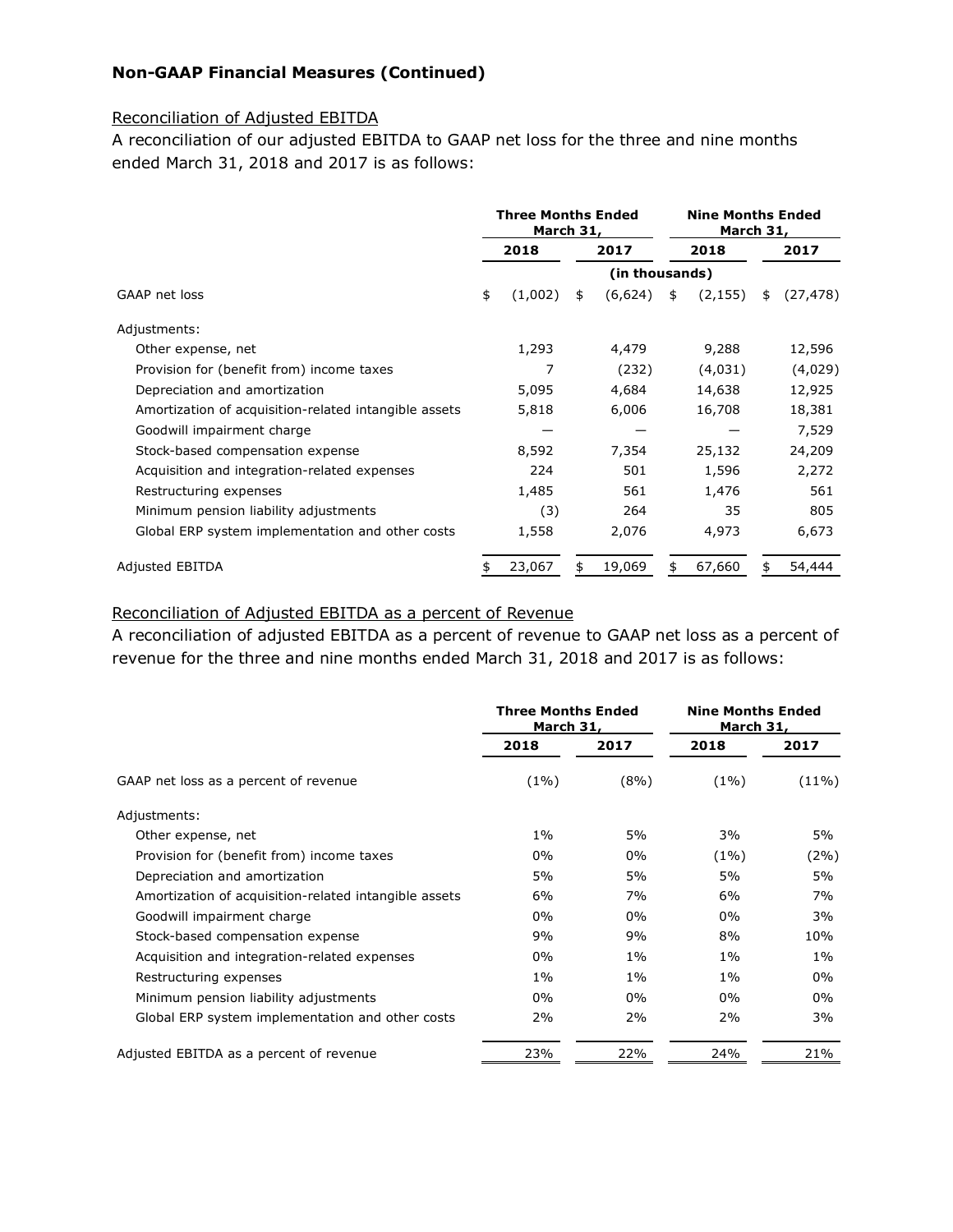## Non-GAAP Financial Measures (Continued)

Reconciliation of Adjusted EBITDA

A reconciliation of our adjusted EBITDA to GAAP net loss for the three and nine months ended March 31, 2018 and 2017 is as follows:

| | Three Months Ended March 31, | | Nine Months Ended March 31, | |
|---|---|---|---|---|
| | 2018 | 2017 | 2018 | 2017 |
| | (in thousands) | | | |
| GAAP net loss | $ (1,002) | $ (6,624) | $ (2,155) | $ (27,478) |
| Adjustments: | | | | |
| Other expense, net | 1,293 | 4,479 | 9,288 | 12,596 |
| Provision for (benefit from) income taxes | 7 | (232) | (4,031) | (4,029) |
| Depreciation and amortization | 5,095 | 4,684 | 14,638 | 12,925 |
| Amortization of acquisition-related intangible assets | 5,818 | 6,006 | 16,708 | 18,381 |
| Goodwill impairment charge | — | — | — | 7,529 |
| Stock-based compensation expense | 8,592 | 7,354 | 25,132 | 24,209 |
| Acquisition and integration-related expenses | 224 | 501 | 1,596 | 2,272 |
| Restructuring expenses | 1,485 | 561 | 1,476 | 561 |
| Minimum pension liability adjustments | (3) | 264 | 35 | 805 |
| Global ERP system implementation and other costs | 1,558 | 2,076 | 4,973 | 6,673 |
| Adjusted EBITDA | $ 23,067 | $ 19,069 | $ 67,660 | $ 54,444 |

Reconciliation of Adjusted EBITDA as a percent of Revenue

A reconciliation of adjusted EBITDA as a percent of revenue to GAAP net loss as a percent of revenue for the three and nine months ended March 31, 2018 and 2017 is as follows:

| | Three Months Ended March 31, | | Nine Months Ended March 31, | |
|---|---|---|---|---|
| | 2018 | 2017 | 2018 | 2017 |
| GAAP net loss as a percent of revenue | (1%) | (8%) | (1%) | (11%) |
| Adjustments: | | | | |
| Other expense, net | 1% | 5% | 3% | 5% |
| Provision for (benefit from) income taxes | 0% | 0% | (1%) | (2%) |
| Depreciation and amortization | 5% | 5% | 5% | 5% |
| Amortization of acquisition-related intangible assets | 6% | 7% | 6% | 7% |
| Goodwill impairment charge | 0% | 0% | 0% | 3% |
| Stock-based compensation expense | 9% | 9% | 8% | 10% |
| Acquisition and integration-related expenses | 0% | 1% | 1% | 1% |
| Restructuring expenses | 1% | 1% | 1% | 0% |
| Minimum pension liability adjustments | 0% | 0% | 0% | 0% |
| Global ERP system implementation and other costs | 2% | 2% | 2% | 3% |
| Adjusted EBITDA as a percent of revenue | 23% | 22% | 24% | 21% |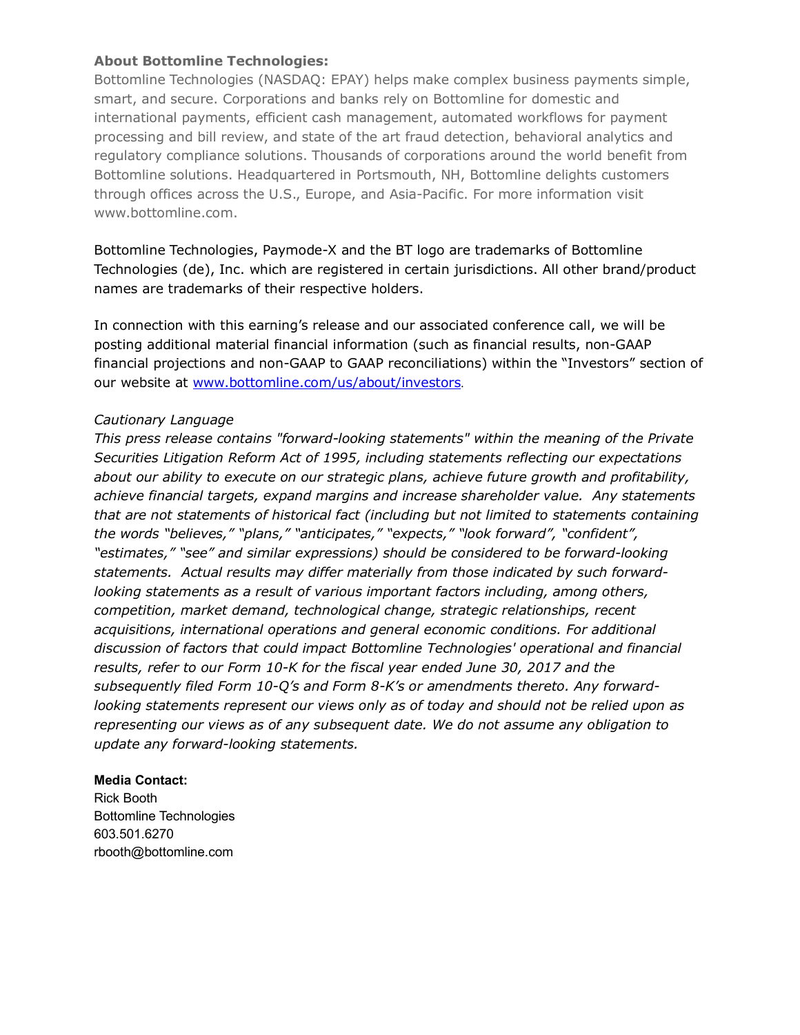**About Bottomline Technologies:**

Bottomline Technologies (NASDAQ: EPAY) helps make complex business payments simple, smart, and secure. Corporations and banks rely on Bottomline for domestic and international payments, efficient cash management, automated workflows for payment processing and bill review, and state of the art fraud detection, behavioral analytics and regulatory compliance solutions. Thousands of corporations around the world benefit from Bottomline solutions. Headquartered in Portsmouth, NH, Bottomline delights customers through offices across the U.S., Europe, and Asia-Pacific. For more information visit www.bottomline.com.

Bottomline Technologies, Paymode-X and the BT logo are trademarks of Bottomline Technologies (de), Inc. which are registered in certain jurisdictions. All other brand/product names are trademarks of their respective holders.

In connection with this earning's release and our associated conference call, we will be posting additional material financial information (such as financial results, non-GAAP financial projections and non-GAAP to GAAP reconciliations) within the "Investors" section of our website at [www.bottomline.com/us/about/investors](www.bottomline.com/us/about/investors).

*Cautionary Language*

*This press release contains "forward-looking statements" within the meaning of the Private Securities Litigation Reform Act of 1995, including statements reflecting our expectations about our ability to execute on our strategic plans, achieve future growth and profitability, achieve financial targets, expand margins and increase shareholder value. Any statements that are not statements of historical fact (including but not limited to statements containing the words "believes," "plans," "anticipates," "expects," "look forward", "confident", "estimates," "see" and similar expressions) should be considered to be forward-looking statements. Actual results may differ materially from those indicated by such forward-looking statements as a result of various important factors including, among others, competition, market demand, technological change, strategic relationships, recent acquisitions, international operations and general economic conditions. For additional discussion of factors that could impact Bottomline Technologies' operational and financial results, refer to our Form 10-K for the fiscal year ended June 30, 2017 and the subsequently filed Form 10-Q's and Form 8-K's or amendments thereto. Any forward-looking statements represent our views only as of today and should not be relied upon as representing our views as of any subsequent date. We do not assume any obligation to update any forward-looking statements.*

**Media Contact:**
Rick Booth
Bottomline Technologies
603.501.6270
rbooth@bottomline.com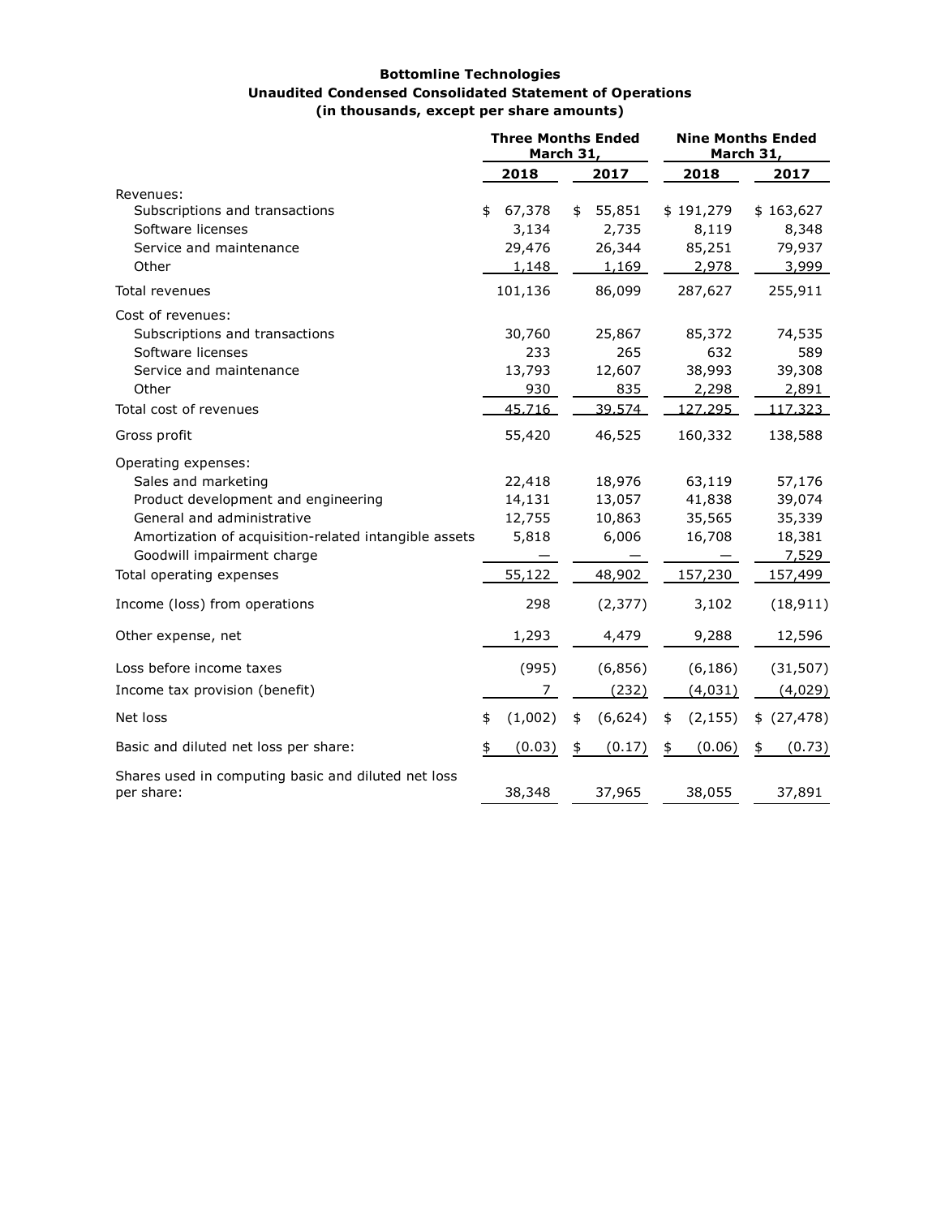**Bottomline Technologies**
**Unaudited Condensed Consolidated Statement of Operations**
**(in thousands, except per share amounts)**

| | Three Months Ended March 31, | | Nine Months Ended March 31, | |
|---|---|---|---|---|
| | 2018 | 2017 | 2018 | 2017 |
| Revenues: | | | | |
| Subscriptions and transactions | $ 67,378 | $ 55,851 | $ 191,279 | $ 163,627 |
| Software licenses | 3,134 | 2,735 | 8,119 | 8,348 |
| Service and maintenance | 29,476 | 26,344 | 85,251 | 79,937 |
| Other | 1,148 | 1,169 | 2,978 | 3,999 |
| Total revenues | 101,136 | 86,099 | 287,627 | 255,911 |
| Cost of revenues: | | | | |
| Subscriptions and transactions | 30,760 | 25,867 | 85,372 | 74,535 |
| Software licenses | 233 | 265 | 632 | 589 |
| Service and maintenance | 13,793 | 12,607 | 38,993 | 39,308 |
| Other | 930 | 835 | 2,298 | 2,891 |
| Total cost of revenues | 45,716 | 39,574 | 127,295 | 117,323 |
| Gross profit | 55,420 | 46,525 | 160,332 | 138,588 |
| Operating expenses: | | | | |
| Sales and marketing | 22,418 | 18,976 | 63,119 | 57,176 |
| Product development and engineering | 14,131 | 13,057 | 41,838 | 39,074 |
| General and administrative | 12,755 | 10,863 | 35,565 | 35,339 |
| Amortization of acquisition-related intangible assets | 5,818 | 6,006 | 16,708 | 18,381 |
| Goodwill impairment charge | — | — | — | 7,529 |
| Total operating expenses | 55,122 | 48,902 | 157,230 | 157,499 |
| Income (loss) from operations | 298 | (2,377) | 3,102 | (18,911) |
| Other expense, net | 1,293 | 4,479 | 9,288 | 12,596 |
| Loss before income taxes | (995) | (6,856) | (6,186) | (31,507) |
| Income tax provision (benefit) | 7 | (232) | (4,031) | (4,029) |
| Net loss | $ (1,002) | $ (6,624) | $ (2,155) | $ (27,478) |
| Basic and diluted net loss per share: | $ (0.03) | $ (0.17) | $ (0.06) | $ (0.73) |
| Shares used in computing basic and diluted net loss per share: | 38,348 | 37,965 | 38,055 | 37,891 |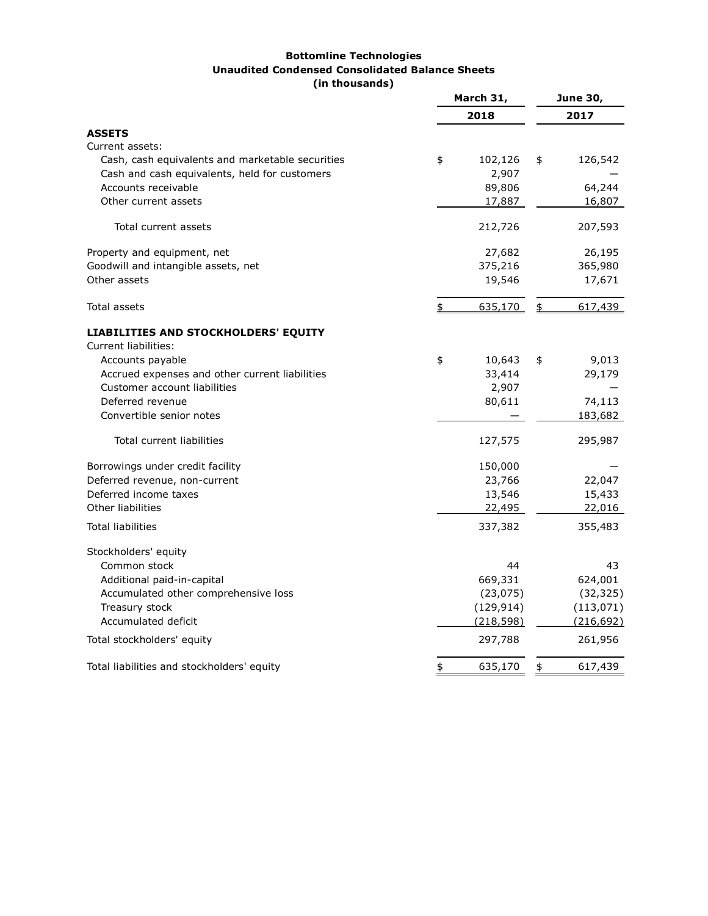**Bottomline Technologies**
**Unaudited Condensed Consolidated Balance Sheets**
**(in thousands)**

| | March 31, 2018 | June 30, 2017 |
|---|---|---|
| **ASSETS** | | |
| Current assets: | | |
| Cash, cash equivalents and marketable securities | $ 102,126 | $ 126,542 |
| Cash and cash equivalents, held for customers | 2,907 | — |
| Accounts receivable | 89,806 | 64,244 |
| Other current assets | 17,887 | 16,807 |
| Total current assets | 212,726 | 207,593 |
| Property and equipment, net | 27,682 | 26,195 |
| Goodwill and intangible assets, net | 375,216 | 365,980 |
| Other assets | 19,546 | 17,671 |
| Total assets | $ 635,170 | $ 617,439 |
| **LIABILITIES AND STOCKHOLDERS' EQUITY** | | |
| Current liabilities: | | |
| Accounts payable | $ 10,643 | $ 9,013 |
| Accrued expenses and other current liabilities | 33,414 | 29,179 |
| Customer account liabilities | 2,907 | — |
| Deferred revenue | 80,611 | 74,113 |
| Convertible senior notes | — | 183,682 |
| Total current liabilities | 127,575 | 295,987 |
| Borrowings under credit facility | 150,000 | — |
| Deferred revenue, non-current | 23,766 | 22,047 |
| Deferred income taxes | 13,546 | 15,433 |
| Other liabilities | 22,495 | 22,016 |
| Total liabilities | 337,382 | 355,483 |
| Stockholders' equity | | |
| Common stock | 44 | 43 |
| Additional paid-in-capital | 669,331 | 624,001 |
| Accumulated other comprehensive loss | (23,075) | (32,325) |
| Treasury stock | (129,914) | (113,071) |
| Accumulated deficit | (218,598) | (216,692) |
| Total stockholders' equity | 297,788 | 261,956 |
| Total liabilities and stockholders' equity | $ 635,170 | $ 617,439 |